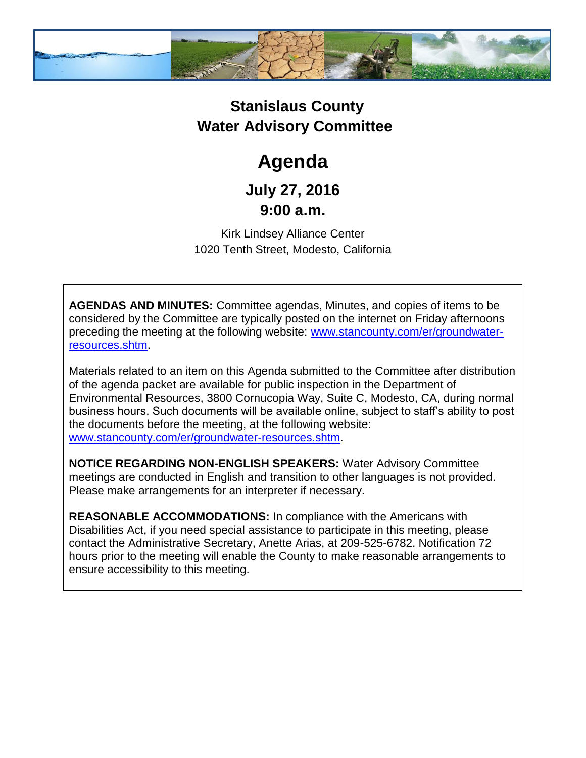# Stanislaus County
# Water Advisory Committee

## Agenda

### July 27, 2016
### 9:00 a.m.

Kirk Lindsey Alliance Center
1020 Tenth Street, Modesto, California

**AGENDAS AND MINUTES:** Committee agendas, Minutes, and copies of items to be considered by the Committee are typically posted on the internet on Friday afternoons preceding the meeting at the following website: www.stancounty.com/er/groundwater-resources.shtm.

Materials related to an item on this Agenda submitted to the Committee after distribution of the agenda packet are available for public inspection in the Department of Environmental Resources, 3800 Cornucopia Way, Suite C, Modesto, CA, during normal business hours. Such documents will be available online, subject to staff's ability to post the documents before the meeting, at the following website: www.stancounty.com/er/groundwater-resources.shtm.

**NOTICE REGARDING NON-ENGLISH SPEAKERS:** Water Advisory Committee meetings are conducted in English and transition to other languages is not provided. Please make arrangements for an interpreter if necessary.

**REASONABLE ACCOMMODATIONS:** In compliance with the Americans with Disabilities Act, if you need special assistance to participate in this meeting, please contact the Administrative Secretary, Anette Arias, at 209-525-6782. Notification 72 hours prior to the meeting will enable the County to make reasonable arrangements to ensure accessibility to this meeting.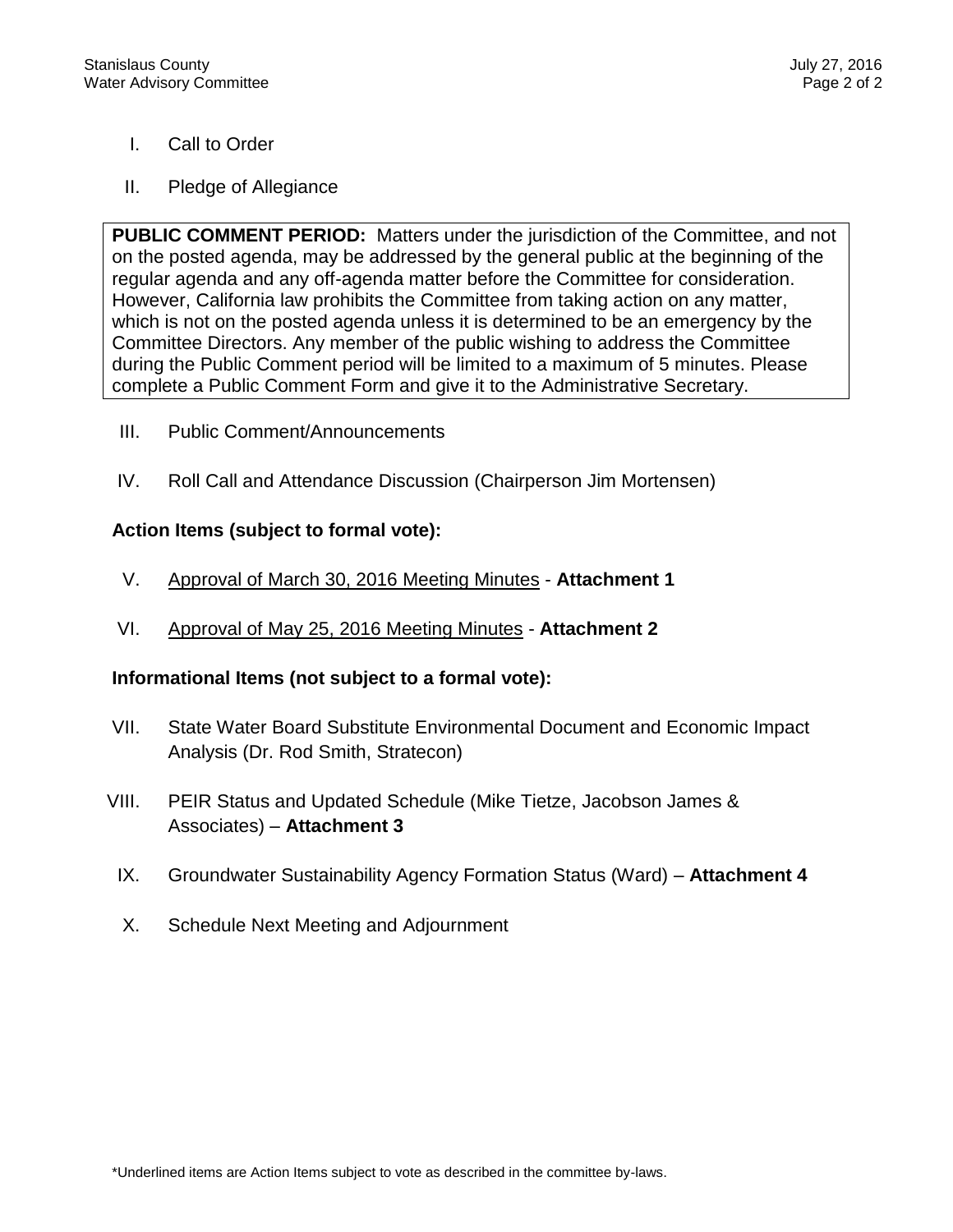I. Call to Order

II. Pledge of Allegiance

**PUBLIC COMMENT PERIOD:** Matters under the jurisdiction of the Committee, and not on the posted agenda, may be addressed by the general public at the beginning of the regular agenda and any off-agenda matter before the Committee for consideration. However, California law prohibits the Committee from taking action on any matter, which is not on the posted agenda unless it is determined to be an emergency by the Committee Directors. Any member of the public wishing to address the Committee during the Public Comment period will be limited to a maximum of 5 minutes. Please complete a Public Comment Form and give it to the Administrative Secretary.

III. Public Comment/Announcements

IV. Roll Call and Attendance Discussion (Chairperson Jim Mortensen)

**Action Items (subject to formal vote):**

V. <u>Approval of March 30, 2016 Meeting Minutes</u> - **Attachment 1**

VI. <u>Approval of May 25, 2016 Meeting Minutes</u> - **Attachment 2**

**Informational Items (not subject to a formal vote):**

VII. State Water Board Substitute Environmental Document and Economic Impact Analysis (Dr. Rod Smith, Stratecon)

VIII. PEIR Status and Updated Schedule (Mike Tietze, Jacobson James & Associates) – **Attachment 3**

IX. Groundwater Sustainability Agency Formation Status (Ward) – **Attachment 4**

X. Schedule Next Meeting and Adjournment

*Underlined items are Action Items subject to vote as described in the committee by-laws.